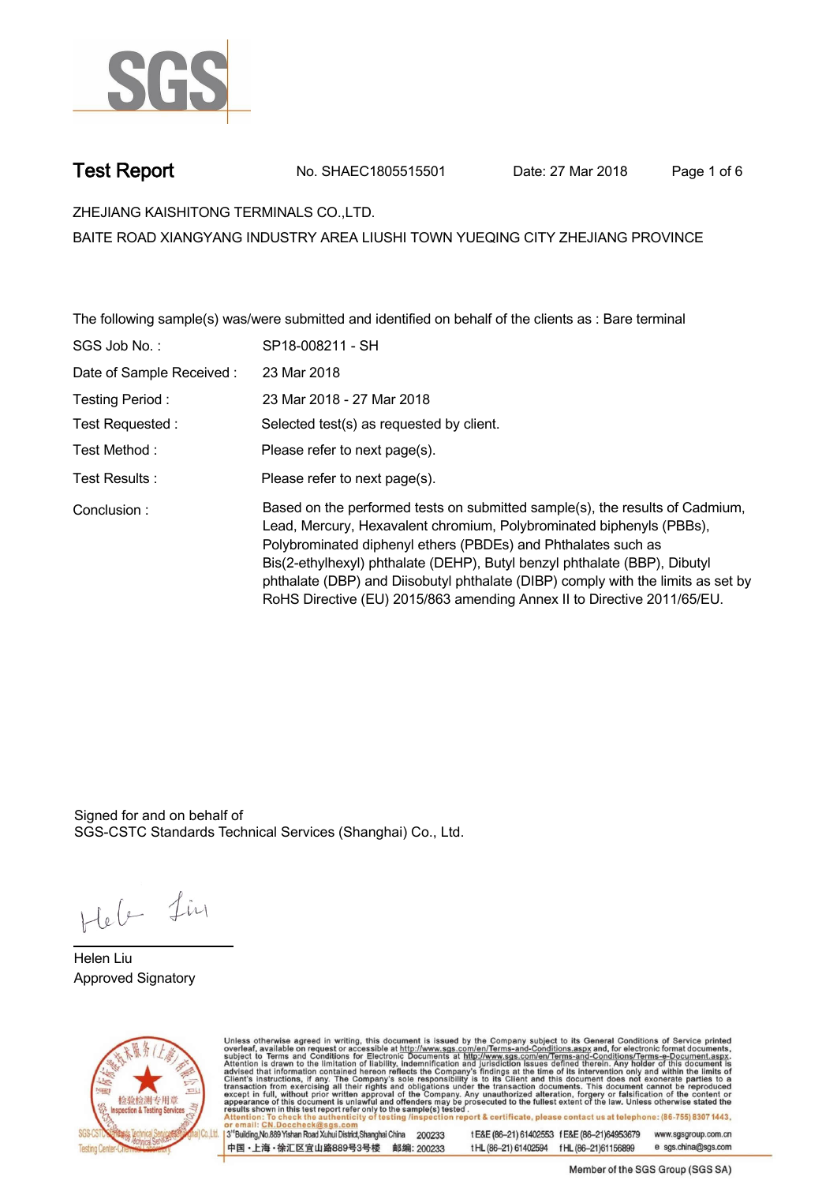# Test Report

No. SHAEC1805515501 Date: 27 Mar 2018

ZHEJIANG KAISHITONG TERMINALS CO.,LTD.

BAITE ROAD XIANGYANG INDUSTRY AREA LIUSHI TOWN YUEQING CITY ZHEJIANG PROVINCE

The following sample(s) was/were submitted and identified on behalf of the clients as : Bare terminal

| | |
|---|---|
| SGS Job No. : | SP18-008211 - SH |
| Date of Sample Received : | 23 Mar 2018 |
| Testing Period : | 23 Mar 2018 - 27 Mar 2018 |
| Test Requested : | Selected test(s) as requested by client. |
| Test Method : | Please refer to next page(s). |
| Test Results : | Please refer to next page(s). |
| Conclusion : | Based on the performed tests on submitted sample(s), the results of Cadmium, Lead, Mercury, Hexavalent chromium, Polybrominated biphenyls (PBBs), Polybrominated diphenyl ethers (PBDEs) and Phthalates such as Bis(2-ethylhexyl) phthalate (DEHP), Butyl benzyl phthalate (BBP), Dibutyl phthalate (DBP) and Diisobutyl phthalate (DIBP) comply with the limits as set by RoHS Directive (EU) 2015/863 amending Annex II to Directive 2011/65/EU. |

Signed for and on behalf of
SGS-CSTC Standards Technical Services (Shanghai) Co., Ltd.

Helen Liu
Approved Signatory

Unless otherwise agreed in writing, this document is issued by the Company subject to its General Conditions of Service printed overleaf, available on request or accessible at http://www.sgs.com/en/Terms-and-Conditions.aspx and, for electronic format documents, subject to Terms and Conditions for Electronic Documents at http://www.sgs.com/en/Terms-and-Conditions/Terms-e-Document.aspx. Attention is drawn to the limitation of liability, indemnification and jurisdiction issues defined therein. Any holder of this document is advised that information contained hereon reflects the Company's findings at the time of its intervention only and within the limits of Client's instructions, if any. The Company's sole responsibility is to its Client and this document does not exonerate parties to a transaction from exercising all their rights and obligations under the transaction documents. This document cannot be reproduced except in full, without prior written approval of the Company. Any unauthorized alteration, forgery or falsification of the content or appearance of this document is unlawful and offenders may be prosecuted to the fullest extent of the law. Unless otherwise stated the results shown in this test report refer only to the sample(s) tested.

Attention: To check the authenticity of testing /inspection report & certificate, please contact us at telephone: (86-755) 8307 1443, or email: CN.Doccheck@sgs.com

3rd Building,No.889 Yishan Road Xuhui District,Shanghai China 200233 t E&E (86-21) 61402553 f E&E (86-21)64953679 www.sgsgroup.com.cn

中国・上海・徐汇区宜山路889号3号楼 邮编: 200233 t HL (86-21) 61402594 f HL (86-21)61156899 e sgs.china@sgs.com

Member of the SGS Group (SGS SA)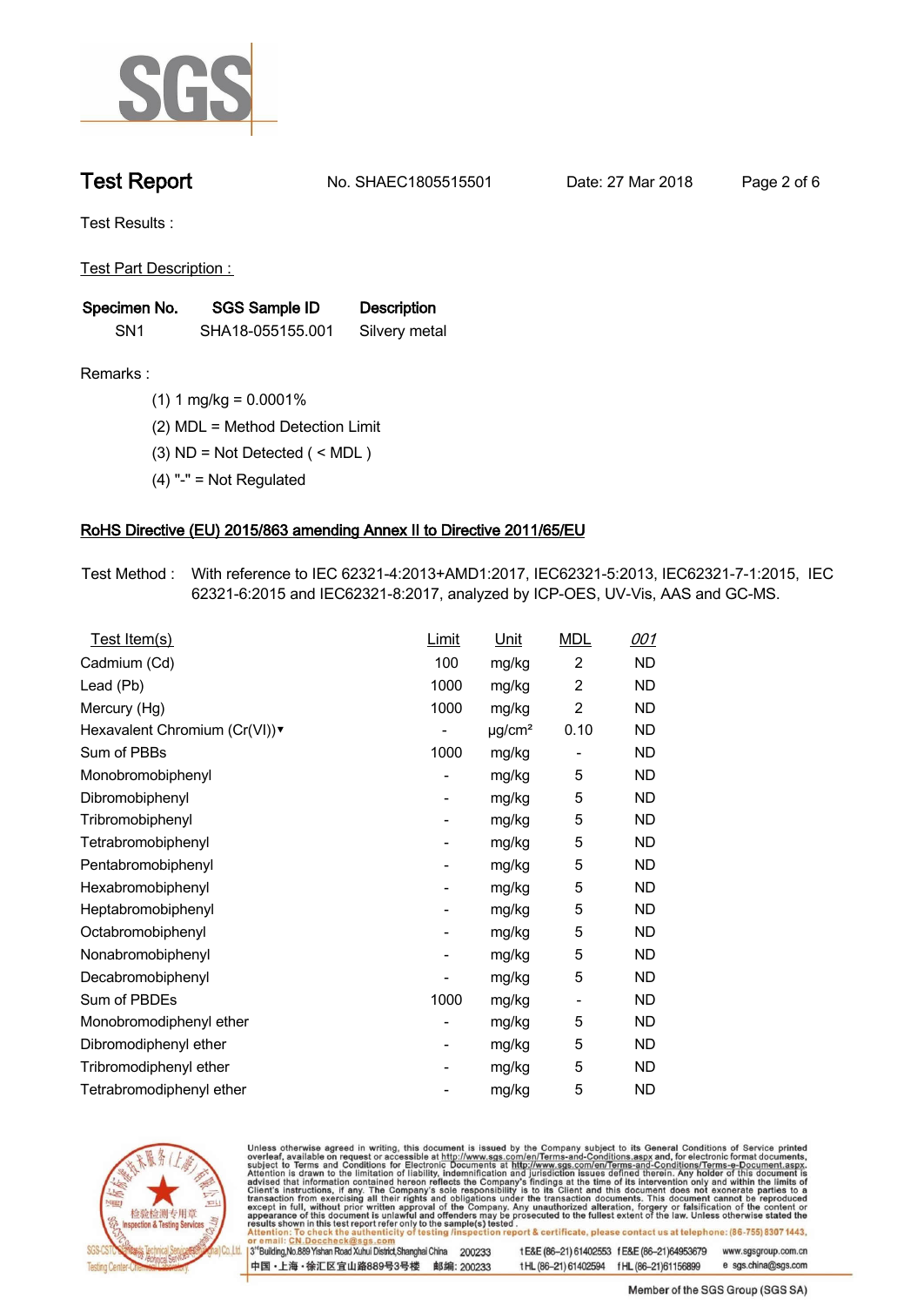# Test Report

No. SHAEC1805515501 Date: 27 Mar 2018

Test Results :

Test Part Description :

| Specimen No. | SGS Sample ID | Description |
|---|---|---|
| SN1 | SHA18-055155.001 | Silvery metal |

Remarks :

(1) 1 mg/kg = 0.0001%

(2) MDL = Method Detection Limit

(3) ND = Not Detected ( < MDL )

(4) "-" = Not Regulated

## RoHS Directive (EU) 2015/863 amending Annex II to Directive 2011/65/EU

Test Method : With reference to IEC 62321-4:2013+AMD1:2017, IEC62321-5:2013, IEC62321-7-1:2015, IEC 62321-6:2015 and IEC62321-8:2017, analyzed by ICP-OES, UV-Vis, AAS and GC-MS.

| Test Item(s) | Limit | Unit | MDL | 001 |
|---|---|---|---|---|
| Cadmium (Cd) | 100 | mg/kg | 2 | ND |
| Lead (Pb) | 1000 | mg/kg | 2 | ND |
| Mercury (Hg) | 1000 | mg/kg | 2 | ND |
| Hexavalent Chromium (Cr(VI))▼ | - | μg/cm² | 0.10 | ND |
| Sum of PBBs | 1000 | mg/kg | - | ND |
| Monobromobiphenyl | - | mg/kg | 5 | ND |
| Dibromobiphenyl | - | mg/kg | 5 | ND |
| Tribromobiphenyl | - | mg/kg | 5 | ND |
| Tetrabromobiphenyl | - | mg/kg | 5 | ND |
| Pentabromobiphenyl | - | mg/kg | 5 | ND |
| Hexabromobiphenyl | - | mg/kg | 5 | ND |
| Heptabromobiphenyl | - | mg/kg | 5 | ND |
| Octabromobiphenyl | - | mg/kg | 5 | ND |
| Nonabromobiphenyl | - | mg/kg | 5 | ND |
| Decabromobiphenyl | - | mg/kg | 5 | ND |
| Sum of PBDEs | 1000 | mg/kg | - | ND |
| Monobromodiphenyl ether | - | mg/kg | 5 | ND |
| Dibromodiphenyl ether | - | mg/kg | 5 | ND |
| Tribromodiphenyl ether | - | mg/kg | 5 | ND |
| Tetrabromodiphenyl ether | - | mg/kg | 5 | ND |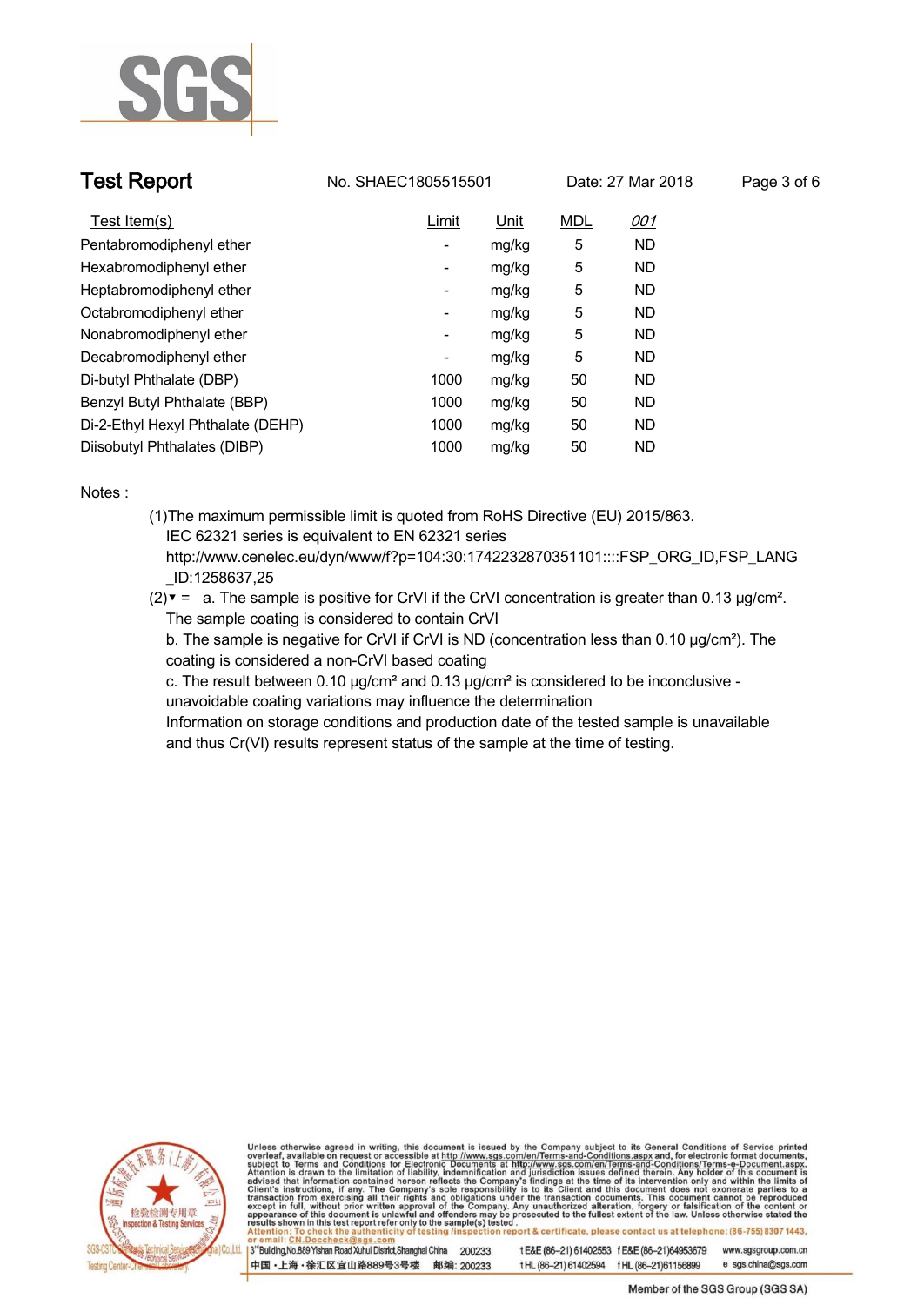## Test Report

No. SHAEC1805515501 Date: 27 Mar 2018

| Test Item(s) | Limit | Unit | MDL | 001 |
|---|---|---|---|---|
| Pentabromodiphenyl ether | - | mg/kg | 5 | ND |
| Hexabromodiphenyl ether | - | mg/kg | 5 | ND |
| Heptabromodiphenyl ether | - | mg/kg | 5 | ND |
| Octabromodiphenyl ether | - | mg/kg | 5 | ND |
| Nonabromodiphenyl ether | - | mg/kg | 5 | ND |
| Decabromodiphenyl ether | - | mg/kg | 5 | ND |
| Di-butyl Phthalate (DBP) | 1000 | mg/kg | 50 | ND |
| Benzyl Butyl Phthalate (BBP) | 1000 | mg/kg | 50 | ND |
| Di-2-Ethyl Hexyl Phthalate (DEHP) | 1000 | mg/kg | 50 | ND |
| Diisobutyl Phthalates (DIBP) | 1000 | mg/kg | 50 | ND |

Notes :

(1)The maximum permissible limit is quoted from RoHS Directive (EU) 2015/863.
IEC 62321 series is equivalent to EN 62321 series
http://www.cenelec.eu/dyn/www/f?p=104:30:1742232870351101::::FSP_ORG_ID,FSP_LANG_ID:1258637,25

(2)▼ = a. The sample is positive for CrVI if the CrVI concentration is greater than 0.13 µg/cm². The sample coating is considered to contain CrVI
b. The sample is negative for CrVI if CrVI is ND (concentration less than 0.10 µg/cm²). The coating is considered a non-CrVI based coating
c. The result between 0.10 µg/cm² and 0.13 µg/cm² is considered to be inconclusive - unavoidable coating variations may influence the determination
Information on storage conditions and production date of the tested sample is unavailable and thus Cr(VI) results represent status of the sample at the time of testing.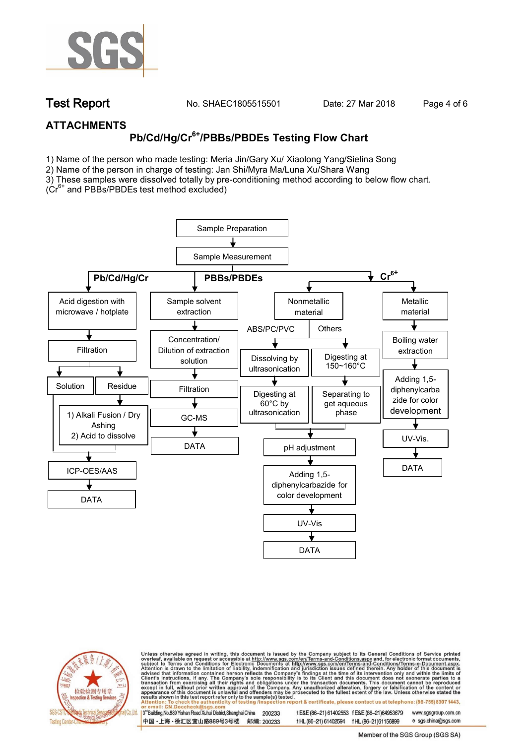## ATTACHMENTS

### Pb/Cd/Hg/$Cr^{6+}$/PBBs/PBDEs Testing Flow Chart

1) Name of the person who made testing: Meria Jin/Gary Xu/ Xiaolong Yang/Sielina Song
2) Name of the person in charge of testing: Jan Shi/Myra Ma/Luna Xu/Shara Wang
3) These samples were dissolved totally by pre-conditioning method according to below flow chart. ($Cr^{6+}$ and PBBs/PBDEs test method excluded)

Sample Preparation → Sample Measurement

**Pb/Cd/Hg/Cr**
- Acid digestion with microwave / hotplate → Filtration
  - Solution → ICP-OES/AAS → DATA
  - Residue → 1) Alkali Fusion / Dry Ashing 2) Acid to dissolve → ICP-OES/AAS → DATA

**PBBs/PBDEs**
- Sample solvent extraction → Concentration/ Dilution of extraction solution → Filtration → GC-MS → DATA

**$Cr^{6+}$**
- Nonmetallic material
  - ABS/PC/PVC → Dissolving by ultrasonication → Digesting at 60°C by ultrasonication → pH adjustment
  - Others → Digesting at 150~160°C → Separating to get aqueous phase → pH adjustment
  - pH adjustment → Adding 1,5-diphenylcarbazide for color development → UV-Vis → DATA
- Metallic material → Boiling water extraction → Adding 1,5-diphenylcarbazide for color development → UV-Vis. → DATA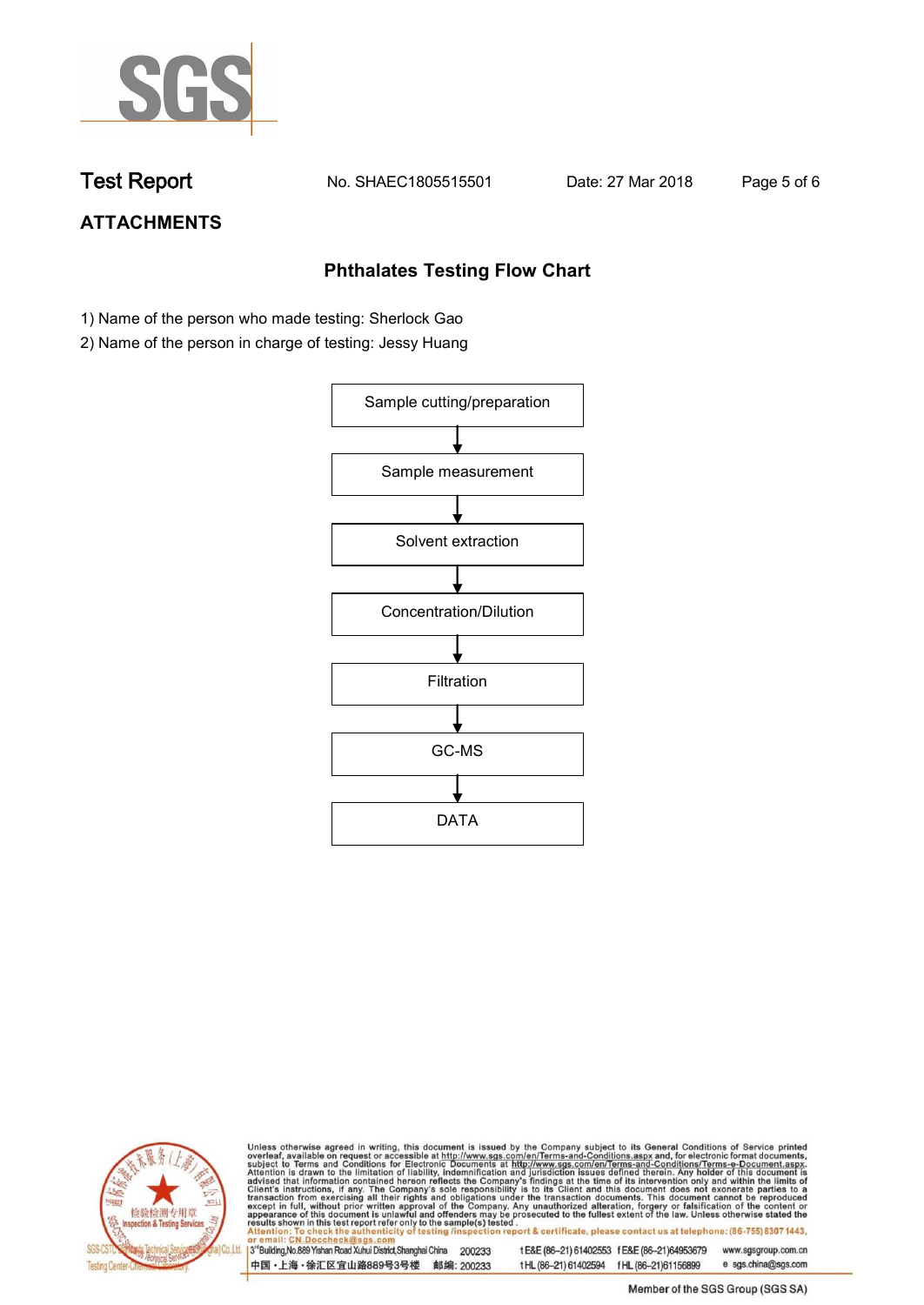# Test Report

No. SHAEC1805515501 Date: 27 Mar 2018

## ATTACHMENTS

### Phthalates Testing Flow Chart

1) Name of the person who made testing: Sherlock Gao
2) Name of the person in charge of testing: Jessy Huang

Sample cutting/preparation
↓
Sample measurement
↓
Solvent extraction
↓
Concentration/Dilution
↓
Filtration
↓
GC-MS
↓
DATA

Unless otherwise agreed in writing, this document is issued by the Company subject to its General Conditions of Service printed overleaf, available on request or accessible at http://www.sgs.com/en/Terms-and-Conditions.aspx and, for electronic format documents, subject to Terms and Conditions for Electronic Documents at http://www.sgs.com/en/Terms-and-Conditions/Terms-e-Document.aspx. Attention is drawn to the limitation of liability, indemnification and jurisdiction issues defined therein. Any holder of this document is advised that information contained hereon reflects the Company's findings at the time of its intervention only and within the limits of Client's instructions, if any. The Company's sole responsibility is to its Client and this document does not exonerate parties to a transaction from exercising all their rights and obligations under the transaction documents. This document cannot be reproduced except in full, without prior written approval of the Company. Any unauthorized alteration, forgery or falsification of the content or appearance of this document is unlawful and offenders may be prosecuted to the fullest extent of the law. Unless otherwise stated the results shown in this test report refer only to the sample(s) tested.
Attention: To check the authenticity of testing /inspection report & certificate, please contact us at telephone: (86-755) 8307 1443, or email: CN.Doccheck@sgs.com

3rd Building, No.889 Yishan Road Xuhui District, Shanghai China 200233 t E&E (86-21) 61402553 f E&E (86-21) 64953679 www.sgsgroup.com.cn
中国・上海・徐汇区宜山路889号3号楼 邮编: 200233 t HL (86-21) 61402594 f HL (86-21) 61156899 e sgs.china@sgs.com

Member of the SGS Group (SGS SA)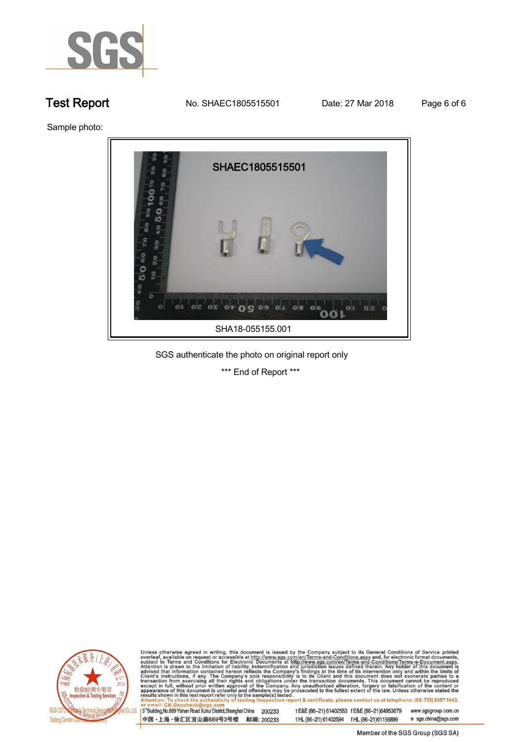Sample photo:

SHAEC1805515501

SHA18-055155.001

SGS authenticate the photo on original report only

*** End of Report ***